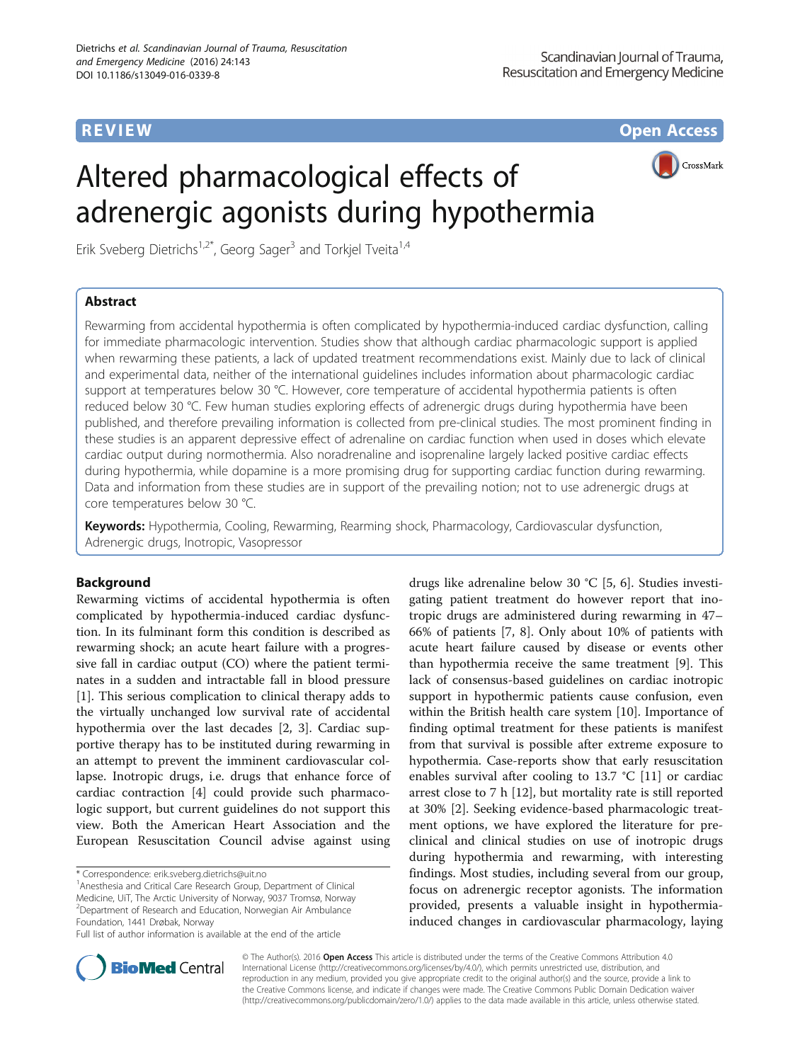REVIEW | Open Access

# Altered pharmacological effects of adrenergic agonists during hypothermia

Erik Sveberg Dietrichs[1,2*], Georg Sager[3] and Torkjel Tveita[1,4]

## Abstract

Rewarming from accidental hypothermia is often complicated by hypothermia-induced cardiac dysfunction, calling for immediate pharmacologic intervention. Studies show that although cardiac pharmacologic support is applied when rewarming these patients, a lack of updated treatment recommendations exist. Mainly due to lack of clinical and experimental data, neither of the international guidelines includes information about pharmacologic cardiac support at temperatures below 30 °C. However, core temperature of accidental hypothermia patients is often reduced below 30 °C. Few human studies exploring effects of adrenergic drugs during hypothermia have been published, and therefore prevailing information is collected from pre-clinical studies. The most prominent finding in these studies is an apparent depressive effect of adrenaline on cardiac function when used in doses which elevate cardiac output during normothermia. Also noradrenaline and isoprenaline largely lacked positive cardiac effects during hypothermia, while dopamine is a more promising drug for supporting cardiac function during rewarming. Data and information from these studies are in support of the prevailing notion; not to use adrenergic drugs at core temperatures below 30 °C.

**Keywords:** Hypothermia, Cooling, Rewarming, Rearming shock, Pharmacology, Cardiovascular dysfunction, Adrenergic drugs, Inotropic, Vasopressor

## Background

Rewarming victims of accidental hypothermia is often complicated by hypothermia-induced cardiac dysfunction. In its fulminant form this condition is described as rewarming shock; an acute heart failure with a progressive fall in cardiac output (CO) where the patient terminates in a sudden and intractable fall in blood pressure [1]. This serious complication to clinical therapy adds to the virtually unchanged low survival rate of accidental hypothermia over the last decades [2, 3]. Cardiac supportive therapy has to be instituted during rewarming in an attempt to prevent the imminent cardiovascular collapse. Inotropic drugs, i.e. drugs that enhance force of cardiac contraction [4] could provide such pharmacologic support, but current guidelines do not support this view. Both the American Heart Association and the European Resuscitation Council advise against using drugs like adrenaline below 30 °C [5, 6]. Studies investigating patient treatment do however report that inotropic drugs are administered during rewarming in 47–66% of patients [7, 8]. Only about 10% of patients with acute heart failure caused by disease or events other than hypothermia receive the same treatment [9]. This lack of consensus-based guidelines on cardiac inotropic support in hypothermic patients cause confusion, even within the British health care system [10]. Importance of finding optimal treatment for these patients is manifest from that survival is possible after extreme exposure to hypothermia. Case-reports show that early resuscitation enables survival after cooling to 13.7 °C [11] or cardiac arrest close to 7 h [12], but mortality rate is still reported at 30% [2]. Seeking evidence-based pharmacologic treatment options, we have explored the literature for pre-clinical and clinical studies on use of inotropic drugs during hypothermia and rewarming, with interesting findings. Most studies, including several from our group, focus on adrenergic receptor agonists. The information provided, presents a valuable insight in hypothermia-induced changes in cardiovascular pharmacology, laying

\* Correspondence: erik.sveberg.dietrichs@uit.no
[1]Anesthesia and Critical Care Research Group, Department of Clinical Medicine, UiT, The Arctic University of Norway, 9037 Tromsø, Norway
[2]Department of Research and Education, Norwegian Air Ambulance Foundation, 1441 Drøbak, Norway
Full list of author information is available at the end of the article

© The Author(s). 2016 **Open Access** This article is distributed under the terms of the Creative Commons Attribution 4.0 International License (http://creativecommons.org/licenses/by/4.0/), which permits unrestricted use, distribution, and reproduction in any medium, provided you give appropriate credit to the original author(s) and the source, provide a link to the Creative Commons license, and indicate if changes were made. The Creative Commons Public Domain Dedication waiver (http://creativecommons.org/publicdomain/zero/1.0/) applies to the data made available in this article, unless otherwise stated.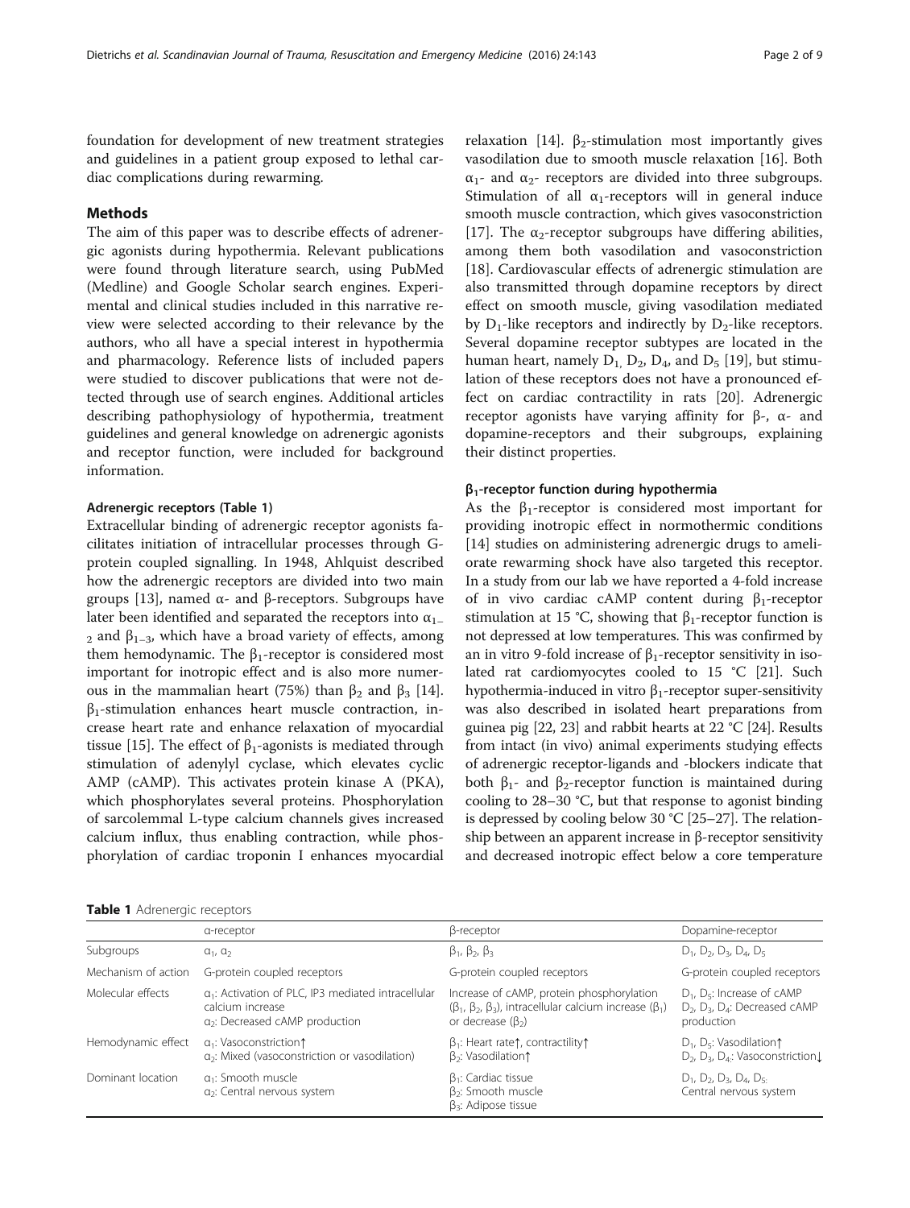foundation for development of new treatment strategies and guidelines in a patient group exposed to lethal cardiac complications during rewarming.

## Methods

The aim of this paper was to describe effects of adrenergic agonists during hypothermia. Relevant publications were found through literature search, using PubMed (Medline) and Google Scholar search engines. Experimental and clinical studies included in this narrative review were selected according to their relevance by the authors, who all have a special interest in hypothermia and pharmacology. Reference lists of included papers were studied to discover publications that were not detected through use of search engines. Additional articles describing pathophysiology of hypothermia, treatment guidelines and general knowledge on adrenergic agonists and receptor function, were included for background information.

### Adrenergic receptors (Table 1)

Extracellular binding of adrenergic receptor agonists facilitates initiation of intracellular processes through G-protein coupled signalling. In 1948, Ahlquist described how the adrenergic receptors are divided into two main groups [13], named α- and β-receptors. Subgroups have later been identified and separated the receptors into $\alpha_{1-2}$ and $\beta_{1-3}$, which have a broad variety of effects, among them hemodynamic. The $\beta_1$-receptor is considered most important for inotropic effect and is also more numerous in the mammalian heart (75%) than $\beta_2$ and $\beta_3$ [14]. $\beta_1$-stimulation enhances heart muscle contraction, increase heart rate and enhance relaxation of myocardial tissue [15]. The effect of $\beta_1$-agonists is mediated through stimulation of adenylyl cyclase, which elevates cyclic AMP (cAMP). This activates protein kinase A (PKA), which phosphorylates several proteins. Phosphorylation of sarcolemmal L-type calcium channels gives increased calcium influx, thus enabling contraction, while phosphorylation of cardiac troponin I enhances myocardial relaxation [14]. $\beta_2$-stimulation most importantly gives vasodilation due to smooth muscle relaxation [16]. Both $\alpha_1$- and $\alpha_2$- receptors are divided into three subgroups. Stimulation of all $\alpha_1$-receptors will in general induce smooth muscle contraction, which gives vasoconstriction [17]. The $\alpha_2$-receptor subgroups have differing abilities, among them both vasodilation and vasoconstriction [18]. Cardiovascular effects of adrenergic stimulation are also transmitted through dopamine receptors by direct effect on smooth muscle, giving vasodilation mediated by $D_1$-like receptors and indirectly by $D_2$-like receptors. Several dopamine receptor subtypes are located in the human heart, namely $D_1$, $D_2$, $D_4$, and $D_5$ [19], but stimulation of these receptors does not have a pronounced effect on cardiac contractility in rats [20]. Adrenergic receptor agonists have varying affinity for β-, α- and dopamine-receptors and their subgroups, explaining their distinct properties.

### $\beta_1$-receptor function during hypothermia

As the $\beta_1$-receptor is considered most important for providing inotropic effect in normothermic conditions [14] studies on administering adrenergic drugs to ameliorate rewarming shock have also targeted this receptor. In a study from our lab we have reported a 4-fold increase of in vivo cardiac cAMP content during $\beta_1$-receptor stimulation at 15 °C, showing that $\beta_1$-receptor function is not depressed at low temperatures. This was confirmed by an in vitro 9-fold increase of $\beta_1$-receptor sensitivity in isolated rat cardiomyocytes cooled to 15 °C [21]. Such hypothermia-induced in vitro $\beta_1$-receptor super-sensitivity was also described in isolated heart preparations from guinea pig [22, 23] and rabbit hearts at 22 °C [24]. Results from intact (in vivo) animal experiments studying effects of adrenergic receptor-ligands and -blockers indicate that both $\beta_1$- and $\beta_2$-receptor function is maintained during cooling to 28–30 °C, but that response to agonist binding is depressed by cooling below 30 °C [25–27]. The relationship between an apparent increase in β-receptor sensitivity and decreased inotropic effect below a core temperature

**Table 1** Adrenergic receptors

| | α-receptor | β-receptor | Dopamine-receptor |
|---|---|---|---|
| Subgroups | $\alpha_1$, $\alpha_2$ | $\beta_1$, $\beta_2$, $\beta_3$ | $D_1$, $D_2$, $D_3$, $D_4$, $D_5$ |
| Mechanism of action | G-protein coupled receptors | G-protein coupled receptors | G-protein coupled receptors |
| Molecular effects | $\alpha_1$: Activation of PLC, IP3 mediated intracellular calcium increase<br>$\alpha_2$: Decreased cAMP production | Increase of cAMP, protein phosphorylation ($\beta_1$, $\beta_2$, $\beta_3$), intracellular calcium increase ($\beta_1$) or decrease ($\beta_2$) | $D_1$, $D_5$: Increase of cAMP<br>$D_2$, $D_3$, $D_4$: Decreased cAMP production |
| Hemodynamic effect | $\alpha_1$: Vasoconstriction↑<br>$\alpha_2$: Mixed (vasoconstriction or vasodilation) | $\beta_1$: Heart rate↑, contractility↑<br>$\beta_2$: Vasodilation↑ | $D_1$, $D_5$: Vasodilation↑<br>$D_2$, $D_3$, $D_4$: Vasoconstriction↓ |
| Dominant location | $\alpha_1$: Smooth muscle<br>$\alpha_2$: Central nervous system | $\beta_1$: Cardiac tissue<br>$\beta_2$: Smooth muscle<br>$\beta_3$: Adipose tissue | $D_1$, $D_2$, $D_3$, $D_4$, $D_5$: Central nervous system |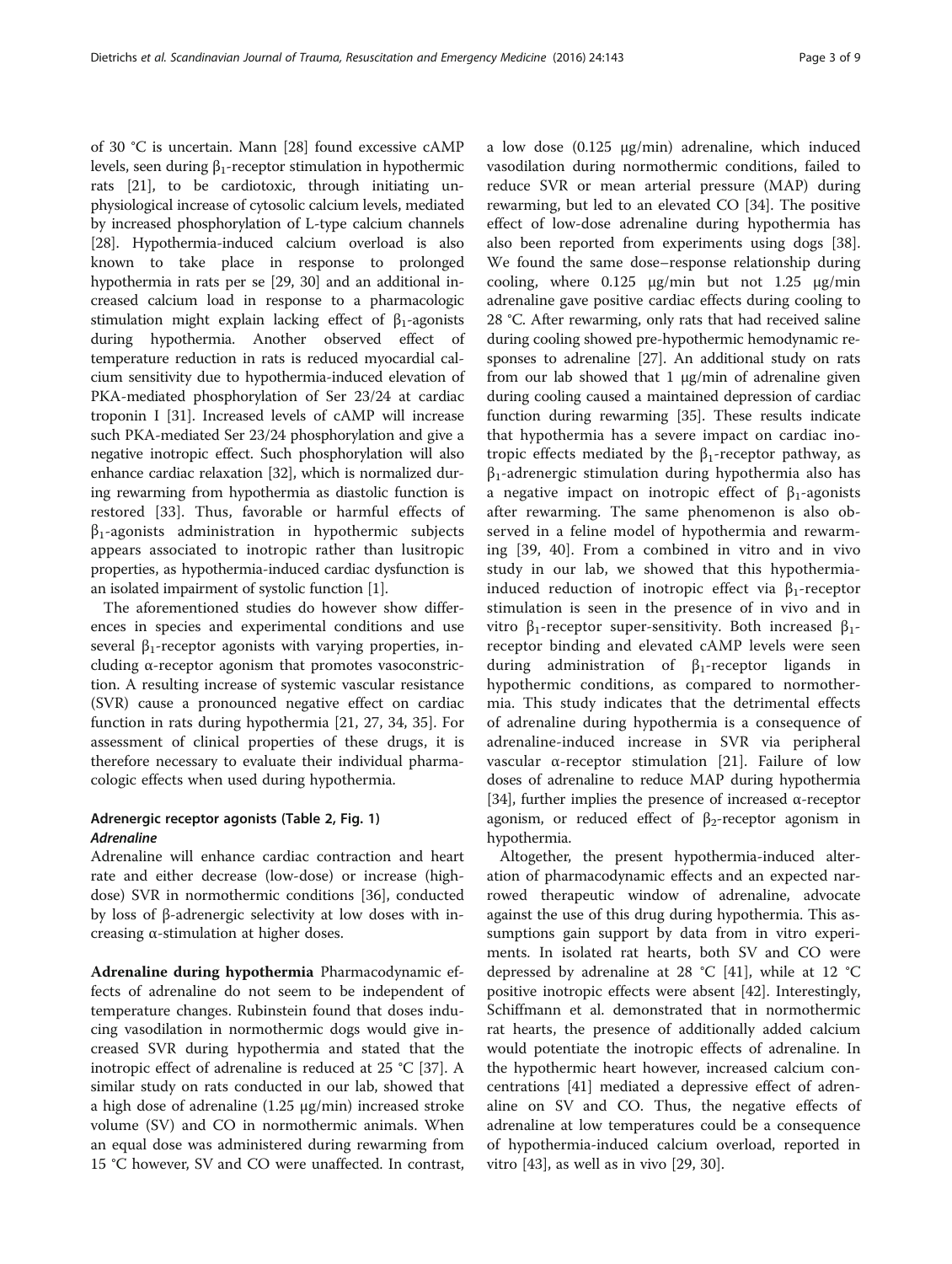of 30 °C is uncertain. Mann [28] found excessive cAMP levels, seen during $\beta_1$-receptor stimulation in hypothermic rats [21], to be cardiotoxic, through initiating unphysiological increase of cytosolic calcium levels, mediated by increased phosphorylation of L-type calcium channels [28]. Hypothermia-induced calcium overload is also known to take place in response to prolonged hypothermia in rats per se [29, 30] and an additional increased calcium load in response to a pharmacologic stimulation might explain lacking effect of $\beta_1$-agonists during hypothermia. Another observed effect of temperature reduction in rats is reduced myocardial calcium sensitivity due to hypothermia-induced elevation of PKA-mediated phosphorylation of Ser 23/24 at cardiac troponin I [31]. Increased levels of cAMP will increase such PKA-mediated Ser 23/24 phosphorylation and give a negative inotropic effect. Such phosphorylation will also enhance cardiac relaxation [32], which is normalized during rewarming from hypothermia as diastolic function is restored [33]. Thus, favorable or harmful effects of $\beta_1$-agonists administration in hypothermic subjects appears associated to inotropic rather than lusitropic properties, as hypothermia-induced cardiac dysfunction is an isolated impairment of systolic function [1].

The aforementioned studies do however show differences in species and experimental conditions and use several $\beta_1$-receptor agonists with varying properties, including α-receptor agonism that promotes vasoconstriction. A resulting increase of systemic vascular resistance (SVR) cause a pronounced negative effect on cardiac function in rats during hypothermia [21, 27, 34, 35]. For assessment of clinical properties of these drugs, it is therefore necessary to evaluate their individual pharmacologic effects when used during hypothermia.

## Adrenergic receptor agonists (Table 2, Fig. 1)

### *Adrenaline*

Adrenaline will enhance cardiac contraction and heart rate and either decrease (low-dose) or increase (high-dose) SVR in normothermic conditions [36], conducted by loss of β-adrenergic selectivity at low doses with increasing α-stimulation at higher doses.

**Adrenaline during hypothermia** Pharmacodynamic effects of adrenaline do not seem to be independent of temperature changes. Rubinstein found that doses inducing vasodilation in normothermic dogs would give increased SVR during hypothermia and stated that the inotropic effect of adrenaline is reduced at 25 °C [37]. A similar study on rats conducted in our lab, showed that a high dose of adrenaline (1.25 μg/min) increased stroke volume (SV) and CO in normothermic animals. When an equal dose was administered during rewarming from 15 °C however, SV and CO were unaffected. In contrast, a low dose (0.125 μg/min) adrenaline, which induced vasodilation during normothermic conditions, failed to reduce SVR or mean arterial pressure (MAP) during rewarming, but led to an elevated CO [34]. The positive effect of low-dose adrenaline during hypothermia has also been reported from experiments using dogs [38]. We found the same dose–response relationship during cooling, where 0.125 μg/min but not 1.25 μg/min adrenaline gave positive cardiac effects during cooling to 28 °C. After rewarming, only rats that had received saline during cooling showed pre-hypothermic hemodynamic responses to adrenaline [27]. An additional study on rats from our lab showed that 1 μg/min of adrenaline given during cooling caused a maintained depression of cardiac function during rewarming [35]. These results indicate that hypothermia has a severe impact on cardiac inotropic effects mediated by the $\beta_1$-receptor pathway, as $\beta_1$-adrenergic stimulation during hypothermia also has a negative impact on inotropic effect of $\beta_1$-agonists after rewarming. The same phenomenon is also observed in a feline model of hypothermia and rewarming [39, 40]. From a combined in vitro and in vivo study in our lab, we showed that this hypothermia-induced reduction of inotropic effect via $\beta_1$-receptor stimulation is seen in the presence of in vivo and in vitro $\beta_1$-receptor super-sensitivity. Both increased $\beta_1$-receptor binding and elevated cAMP levels were seen during administration of $\beta_1$-receptor ligands in hypothermic conditions, as compared to normothermia. This study indicates that the detrimental effects of adrenaline during hypothermia is a consequence of adrenaline-induced increase in SVR via peripheral vascular α-receptor stimulation [21]. Failure of low doses of adrenaline to reduce MAP during hypothermia [34], further implies the presence of increased α-receptor agonism, or reduced effect of $\beta_2$-receptor agonism in hypothermia.

Altogether, the present hypothermia-induced alteration of pharmacodynamic effects and an expected narrowed therapeutic window of adrenaline, advocate against the use of this drug during hypothermia. This assumptions gain support by data from in vitro experiments. In isolated rat hearts, both SV and CO were depressed by adrenaline at 28 °C [41], while at 12 °C positive inotropic effects were absent [42]. Interestingly, Schiffmann et al. demonstrated that in normothermic rat hearts, the presence of additionally added calcium would potentiate the inotropic effects of adrenaline. In the hypothermic heart however, increased calcium concentrations [41] mediated a depressive effect of adrenaline on SV and CO. Thus, the negative effects of adrenaline at low temperatures could be a consequence of hypothermia-induced calcium overload, reported in vitro [43], as well as in vivo [29, 30].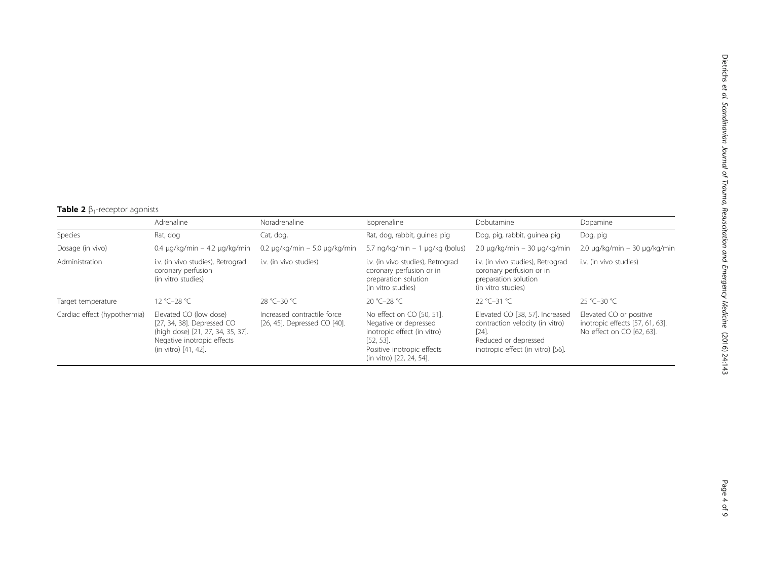**Table 2** $\beta_1$-receptor agonists

| | Adrenaline | Noradrenaline | Isoprenaline | Dobutamine | Dopamine |
|---|---|---|---|---|---|
| Species | Rat, dog | Cat, dog, | Rat, dog, rabbit, guinea pig | Dog, pig, rabbit, guinea pig | Dog, pig |
| Dosage (in vivo) | 0.4 μg/kg/min – 4.2 μg/kg/min | 0.2 μg/kg/min – 5.0 μg/kg/min | 5.7 ng/kg/min – 1 μg/kg (bolus) | 2.0 μg/kg/min – 30 μg/kg/min | 2.0 μg/kg/min – 30 μg/kg/min |
| Administration | i.v. (in vivo studies), Retrograd coronary perfusion (in vitro studies) | i.v. (in vivo studies) | i.v. (in vivo studies), Retrograd coronary perfusion or in preparation solution (in vitro studies) | i.v. (in vivo studies), Retrograd coronary perfusion or in preparation solution (in vitro studies) | i.v. (in vivo studies) |
| Target temperature | 12 °C–28 °C | 28 °C–30 °C | 20 °C–28 °C | 22 °C–31 °C | 25 °C–30 °C |
| Cardiac effect (hypothermia) | Elevated CO (low dose) [27, 34, 38]. Depressed CO (high dose) [21, 27, 34, 35, 37]. Negative inotropic effects (in vitro) [41, 42]. | Increased contractile force [26, 45]. Depressed CO [40]. | No effect on CO [50, 51]. Negative or depressed inotropic effect (in vitro) [52, 53]. Positive inotropic effects (in vitro) [22, 24, 54]. | Elevated CO [38, 57]. Increased contraction velocity (in vitro) [24]. Reduced or depressed inotropic effect (in vitro) [56]. | Elevated CO or positive inotropic effects [57, 61, 63]. No effect on CO [62, 63]. |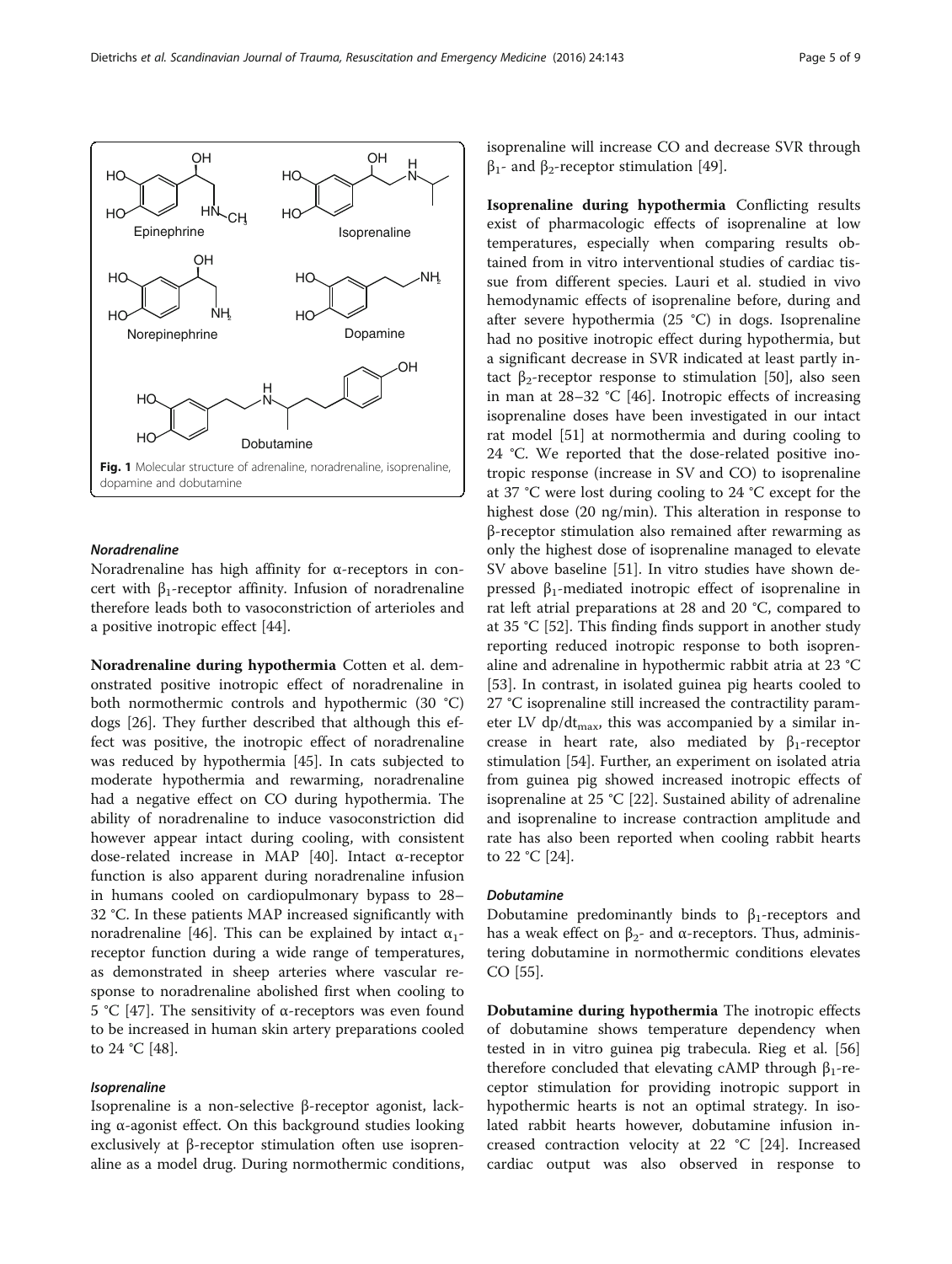Fig. 1 Molecular structure of adrenaline, noradrenaline, isoprenaline, dopamine and dobutamine

### *Noradrenaline*

Noradrenaline has high affinity for α-receptors in concert with $\beta_1$-receptor affinity. Infusion of noradrenaline therefore leads both to vasoconstriction of arterioles and a positive inotropic effect [44].

**Noradrenaline during hypothermia** Cotten et al. demonstrated positive inotropic effect of noradrenaline in both normothermic controls and hypothermic (30 °C) dogs [26]. They further described that although this effect was positive, the inotropic effect of noradrenaline was reduced by hypothermia [45]. In cats subjected to moderate hypothermia and rewarming, noradrenaline had a negative effect on CO during hypothermia. The ability of noradrenaline to induce vasoconstriction did however appear intact during cooling, with consistent dose-related increase in MAP [40]. Intact α-receptor function is also apparent during noradrenaline infusion in humans cooled on cardiopulmonary bypass to 28–32 °C. In these patients MAP increased significantly with noradrenaline [46]. This can be explained by intact $\alpha_1$-receptor function during a wide range of temperatures, as demonstrated in sheep arteries where vascular response to noradrenaline abolished first when cooling to 5 °C [47]. The sensitivity of α-receptors was even found to be increased in human skin artery preparations cooled to 24 °C [48].

### *Isoprenaline*

Isoprenaline is a non-selective β-receptor agonist, lacking α-agonist effect. On this background studies looking exclusively at β-receptor stimulation often use isoprenaline as a model drug. During normothermic conditions, isoprenaline will increase CO and decrease SVR through $\beta_1$- and $\beta_2$-receptor stimulation [49].

**Isoprenaline during hypothermia** Conflicting results exist of pharmacologic effects of isoprenaline at low temperatures, especially when comparing results obtained from in vitro interventional studies of cardiac tissue from different species. Lauri et al. studied in vivo hemodynamic effects of isoprenaline before, during and after severe hypothermia (25 °C) in dogs. Isoprenaline had no positive inotropic effect during hypothermia, but a significant decrease in SVR indicated at least partly intact $\beta_2$-receptor response to stimulation [50], also seen in man at 28–32 °C [46]. Inotropic effects of increasing isoprenaline doses have been investigated in our intact rat model [51] at normothermia and during cooling to 24 °C. We reported that the dose-related positive inotropic response (increase in SV and CO) to isoprenaline at 37 °C were lost during cooling to 24 °C except for the highest dose (20 ng/min). This alteration in response to β-receptor stimulation also remained after rewarming as only the highest dose of isoprenaline managed to elevate SV above baseline [51]. In vitro studies have shown depressed $\beta_1$-mediated inotropic effect of isoprenaline in rat left atrial preparations at 28 and 20 °C, compared to at 35 °C [52]. This finding finds support in another study reporting reduced inotropic response to both isoprenaline and adrenaline in hypothermic rabbit atria at 23 °C [53]. In contrast, in isolated guinea pig hearts cooled to 27 °C isoprenaline still increased the contractility parameter LV $dp/dt_{max}$, this was accompanied by a similar increase in heart rate, also mediated by $\beta_1$-receptor stimulation [54]. Further, an experiment on isolated atria from guinea pig showed increased inotropic effects of isoprenaline at 25 °C [22]. Sustained ability of adrenaline and isoprenaline to increase contraction amplitude and rate has also been reported when cooling rabbit hearts to 22 °C [24].

### *Dobutamine*

Dobutamine predominantly binds to $\beta_1$-receptors and has a weak effect on $\beta_2$- and α-receptors. Thus, administering dobutamine in normothermic conditions elevates CO [55].

**Dobutamine during hypothermia** The inotropic effects of dobutamine shows temperature dependency when tested in in vitro guinea pig trabecula. Rieg et al. [56] therefore concluded that elevating cAMP through $\beta_1$-receptor stimulation for providing inotropic support in hypothermic hearts is not an optimal strategy. In isolated rabbit hearts however, dobutamine infusion increased contraction velocity at 22 °C [24]. Increased cardiac output was also observed in response to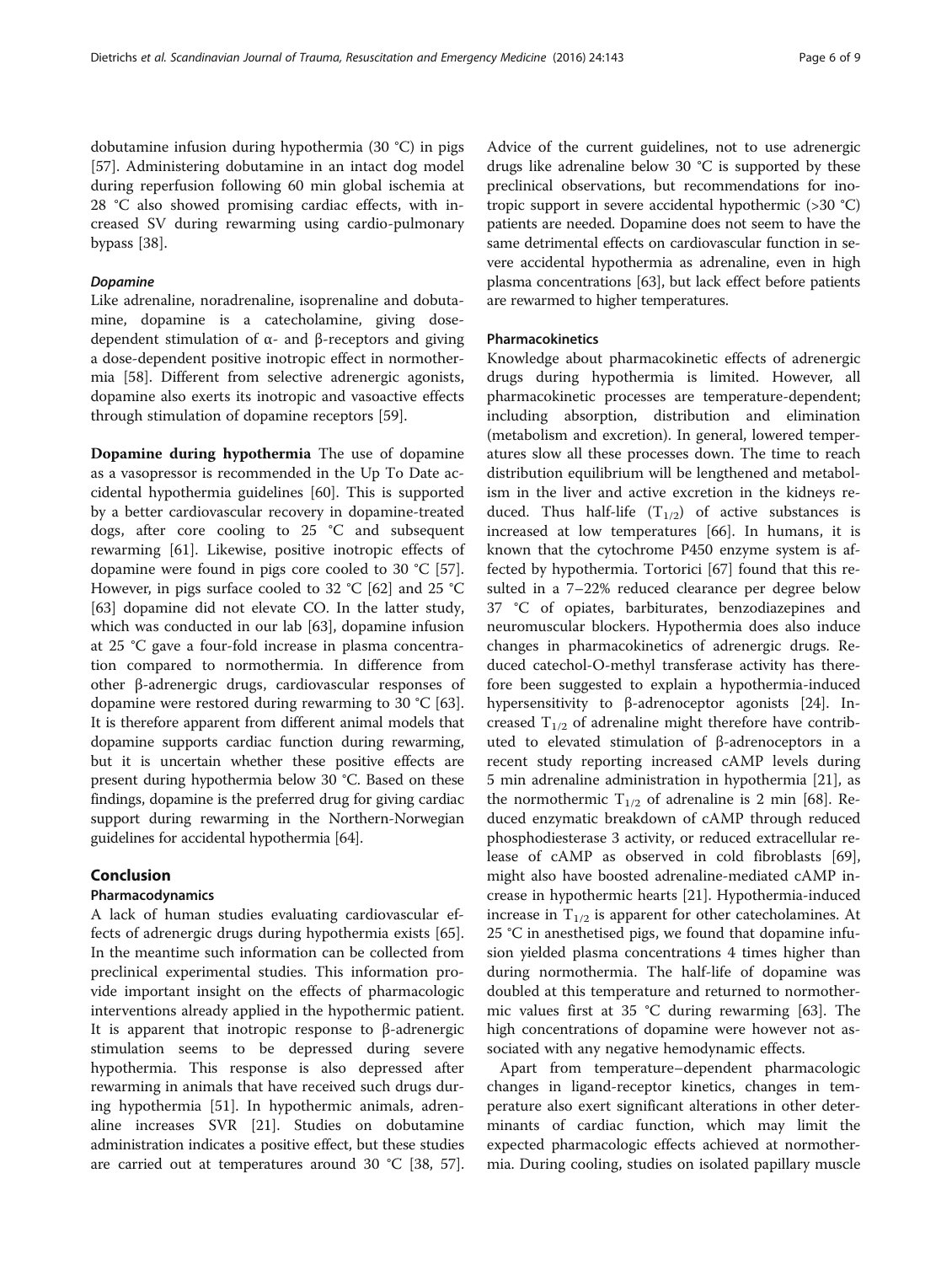dobutamine infusion during hypothermia (30 °C) in pigs [57]. Administering dobutamine in an intact dog model during reperfusion following 60 min global ischemia at 28 °C also showed promising cardiac effects, with increased SV during rewarming using cardio-pulmonary bypass [38].

#### *Dopamine*

Like adrenaline, noradrenaline, isoprenaline and dobutamine, dopamine is a catecholamine, giving dose-dependent stimulation of α- and β-receptors and giving a dose-dependent positive inotropic effect in normothermia [58]. Different from selective adrenergic agonists, dopamine also exerts its inotropic and vasoactive effects through stimulation of dopamine receptors [59].

**Dopamine during hypothermia** The use of dopamine as a vasopressor is recommended in the Up To Date accidental hypothermia guidelines [60]. This is supported by a better cardiovascular recovery in dopamine-treated dogs, after core cooling to 25 °C and subsequent rewarming [61]. Likewise, positive inotropic effects of dopamine were found in pigs core cooled to 30 °C [57]. However, in pigs surface cooled to 32 °C [62] and 25 °C [63] dopamine did not elevate CO. In the latter study, which was conducted in our lab [63], dopamine infusion at 25 °C gave a four-fold increase in plasma concentration compared to normothermia. In difference from other β-adrenergic drugs, cardiovascular responses of dopamine were restored during rewarming to 30 °C [63]. It is therefore apparent from different animal models that dopamine supports cardiac function during rewarming, but it is uncertain whether these positive effects are present during hypothermia below 30 °C. Based on these findings, dopamine is the preferred drug for giving cardiac support during rewarming in the Northern-Norwegian guidelines for accidental hypothermia [64].

## Conclusion

### Pharmacodynamics

A lack of human studies evaluating cardiovascular effects of adrenergic drugs during hypothermia exists [65]. In the meantime such information can be collected from preclinical experimental studies. This information provide important insight on the effects of pharmacologic interventions already applied in the hypothermic patient. It is apparent that inotropic response to β-adrenergic stimulation seems to be depressed during severe hypothermia. This response is also depressed after rewarming in animals that have received such drugs during hypothermia [51]. In hypothermic animals, adrenaline increases SVR [21]. Studies on dobutamine administration indicates a positive effect, but these studies are carried out at temperatures around 30 °C [38, 57]. Advice of the current guidelines, not to use adrenergic drugs like adrenaline below 30 °C is supported by these preclinical observations, but recommendations for inotropic support in severe accidental hypothermic (>30 °C) patients are needed. Dopamine does not seem to have the same detrimental effects on cardiovascular function in severe accidental hypothermia as adrenaline, even in high plasma concentrations [63], but lack effect before patients are rewarmed to higher temperatures.

### Pharmacokinetics

Knowledge about pharmacokinetic effects of adrenergic drugs during hypothermia is limited. However, all pharmacokinetic processes are temperature-dependent; including absorption, distribution and elimination (metabolism and excretion). In general, lowered temperatures slow all these processes down. The time to reach distribution equilibrium will be lengthened and metabolism in the liver and active excretion in the kidneys reduced. Thus half-life ($T_{1/2}$) of active substances is increased at low temperatures [66]. In humans, it is known that the cytochrome P450 enzyme system is affected by hypothermia. Tortorici [67] found that this resulted in a 7–22% reduced clearance per degree below 37 °C of opiates, barbiturates, benzodiazepines and neuromuscular blockers. Hypothermia does also induce changes in pharmacokinetics of adrenergic drugs. Reduced catechol-O-methyl transferase activity has therefore been suggested to explain a hypothermia-induced hypersensitivity to β-adrenoceptor agonists [24]. Increased $T_{1/2}$ of adrenaline might therefore have contributed to elevated stimulation of β-adrenoceptors in a recent study reporting increased cAMP levels during 5 min adrenaline administration in hypothermia [21], as the normothermic $T_{1/2}$ of adrenaline is 2 min [68]. Reduced enzymatic breakdown of cAMP through reduced phosphodiesterase 3 activity, or reduced extracellular release of cAMP as observed in cold fibroblasts [69], might also have boosted adrenaline-mediated cAMP increase in hypothermic hearts [21]. Hypothermia-induced increase in $T_{1/2}$ is apparent for other catecholamines. At 25 °C in anesthetised pigs, we found that dopamine infusion yielded plasma concentrations 4 times higher than during normothermia. The half-life of dopamine was doubled at this temperature and returned to normothermic values first at 35 °C during rewarming [63]. The high concentrations of dopamine were however not associated with any negative hemodynamic effects.

Apart from temperature–dependent pharmacologic changes in ligand-receptor kinetics, changes in temperature also exert significant alterations in other determinants of cardiac function, which may limit the expected pharmacologic effects achieved at normothermia. During cooling, studies on isolated papillary muscle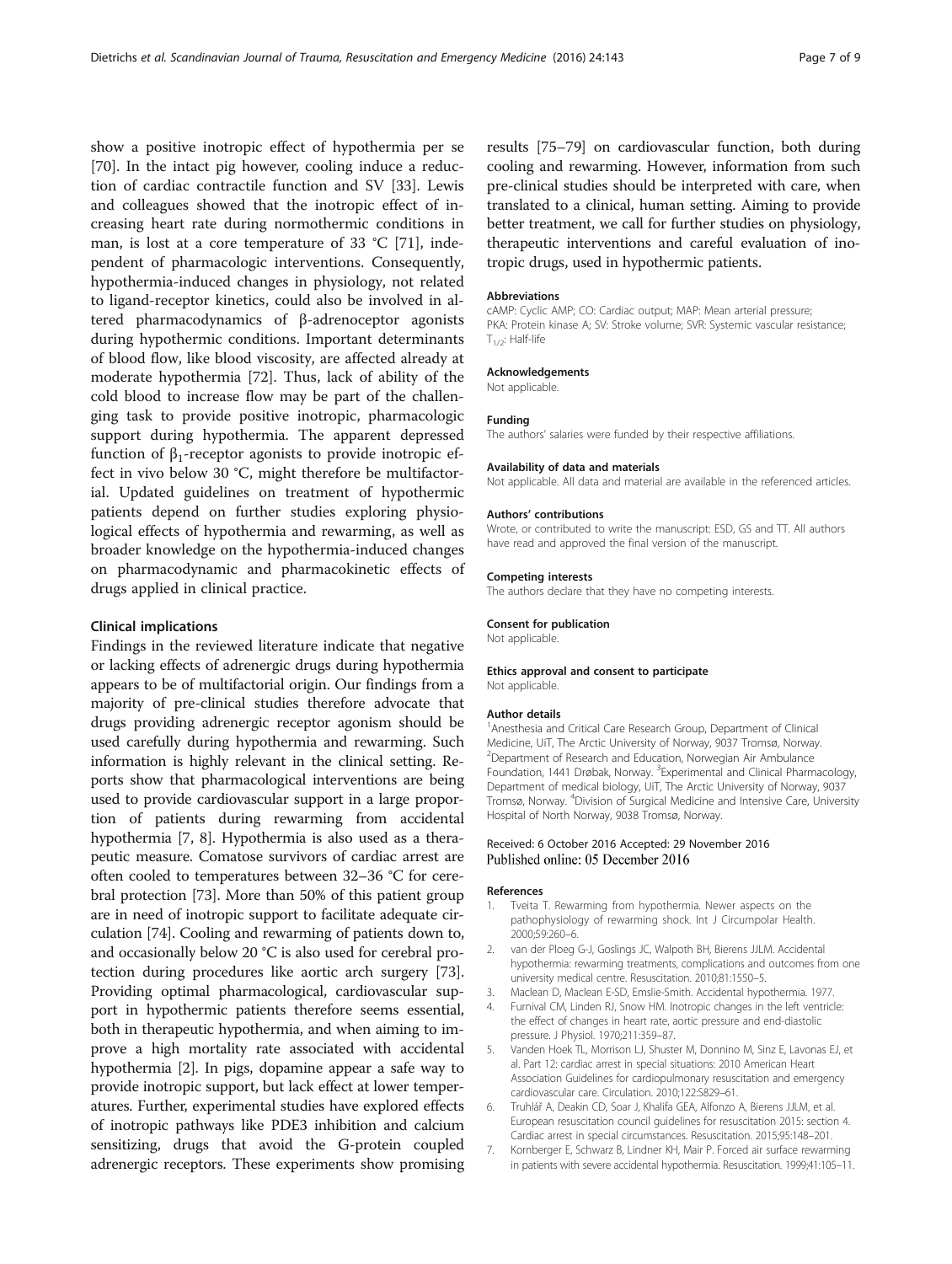show a positive inotropic effect of hypothermia per se [70]. In the intact pig however, cooling induce a reduction of cardiac contractile function and SV [33]. Lewis and colleagues showed that the inotropic effect of increasing heart rate during normothermic conditions in man, is lost at a core temperature of 33 °C [71], independent of pharmacologic interventions. Consequently, hypothermia-induced changes in physiology, not related to ligand-receptor kinetics, could also be involved in altered pharmacodynamics of β-adrenoceptor agonists during hypothermic conditions. Important determinants of blood flow, like blood viscosity, are affected already at moderate hypothermia [72]. Thus, lack of ability of the cold blood to increase flow may be part of the challenging task to provide positive inotropic, pharmacologic support during hypothermia. The apparent depressed function of $\beta_1$-receptor agonists to provide inotropic effect in vivo below 30 °C, might therefore be multifactorial. Updated guidelines on treatment of hypothermic patients depend on further studies exploring physiological effects of hypothermia and rewarming, as well as broader knowledge on the hypothermia-induced changes on pharmacodynamic and pharmacokinetic effects of drugs applied in clinical practice.

## Clinical implications

Findings in the reviewed literature indicate that negative or lacking effects of adrenergic drugs during hypothermia appears to be of multifactorial origin. Our findings from a majority of pre-clinical studies therefore advocate that drugs providing adrenergic receptor agonism should be used carefully during hypothermia and rewarming. Such information is highly relevant in the clinical setting. Reports show that pharmacological interventions are being used to provide cardiovascular support in a large proportion of patients during rewarming from accidental hypothermia [7, 8]. Hypothermia is also used as a therapeutic measure. Comatose survivors of cardiac arrest are often cooled to temperatures between 32–36 °C for cerebral protection [73]. More than 50% of this patient group are in need of inotropic support to facilitate adequate circulation [74]. Cooling and rewarming of patients down to, and occasionally below 20 °C is also used for cerebral protection during procedures like aortic arch surgery [73]. Providing optimal pharmacological, cardiovascular support in hypothermic patients therefore seems essential, both in therapeutic hypothermia, and when aiming to improve a high mortality rate associated with accidental hypothermia [2]. In pigs, dopamine appear a safe way to provide inotropic support, but lack effect at lower temperatures. Further, experimental studies have explored effects of inotropic pathways like PDE3 inhibition and calcium sensitizing, drugs that avoid the G-protein coupled adrenergic receptors. These experiments show promising results [75–79] on cardiovascular function, both during cooling and rewarming. However, information from such pre-clinical studies should be interpreted with care, when translated to a clinical, human setting. Aiming to provide better treatment, we call for further studies on physiology, therapeutic interventions and careful evaluation of inotropic drugs, used in hypothermic patients.

### Abbreviations

cAMP: Cyclic AMP; CO: Cardiac output; MAP: Mean arterial pressure; PKA: Protein kinase A; SV: Stroke volume; SVR: Systemic vascular resistance; $T_{1/2}$: Half-life

### Acknowledgements

Not applicable.

### Funding

The authors' salaries were funded by their respective affiliations.

### Availability of data and materials

Not applicable. All data and material are available in the referenced articles.

### Authors' contributions

Wrote, or contributed to write the manuscript: ESD, GS and TT. All authors have read and approved the final version of the manuscript.

### Competing interests

The authors declare that they have no competing interests.

### Consent for publication

Not applicable.

### Ethics approval and consent to participate

Not applicable.

### Author details

[1]Anesthesia and Critical Care Research Group, Department of Clinical Medicine, UiT, The Arctic University of Norway, 9037 Tromsø, Norway. [2]Department of Research and Education, Norwegian Air Ambulance Foundation, 1441 Drøbak, Norway. [3]Experimental and Clinical Pharmacology, Department of medical biology, UiT, The Arctic University of Norway, 9037 Tromsø, Norway. [4]Division of Surgical Medicine and Intensive Care, University Hospital of North Norway, 9038 Tromsø, Norway.

Received: 6 October 2016 Accepted: 29 November 2016
Published online: 05 December 2016

### References

1. Tveita T. Rewarming from hypothermia. Newer aspects on the pathophysiology of rewarming shock. Int J Circumpolar Health. 2000;59:260–6.
2. van der Ploeg G-J, Goslings JC, Walpoth BH, Bierens JJLM. Accidental hypothermia: rewarming treatments, complications and outcomes from one university medical centre. Resuscitation. 2010;81:1550–5.
3. Maclean D, Maclean E-SD, Emslie-Smith. Accidental hypothermia. 1977.
4. Furnival CM, Linden RJ, Snow HM. Inotropic changes in the left ventricle: the effect of changes in heart rate, aortic pressure and end-diastolic pressure. J Physiol. 1970;211:359–87.
5. Vanden Hoek TL, Morrison LJ, Shuster M, Donnino M, Sinz E, Lavonas EJ, et al. Part 12: cardiac arrest in special situations: 2010 American Heart Association Guidelines for cardiopulmonary resuscitation and emergency cardiovascular care. Circulation. 2010;122:S829–61.
6. Truhlář A, Deakin CD, Soar J, Khalifa GEA, Alfonzo A, Bierens JJLM, et al. European resuscitation council guidelines for resuscitation 2015: section 4. Cardiac arrest in special circumstances. Resuscitation. 2015;95:148–201.
7. Kornberger E, Schwarz B, Lindner KH, Mair P. Forced air surface rewarming in patients with severe accidental hypothermia. Resuscitation. 1999;41:105–11.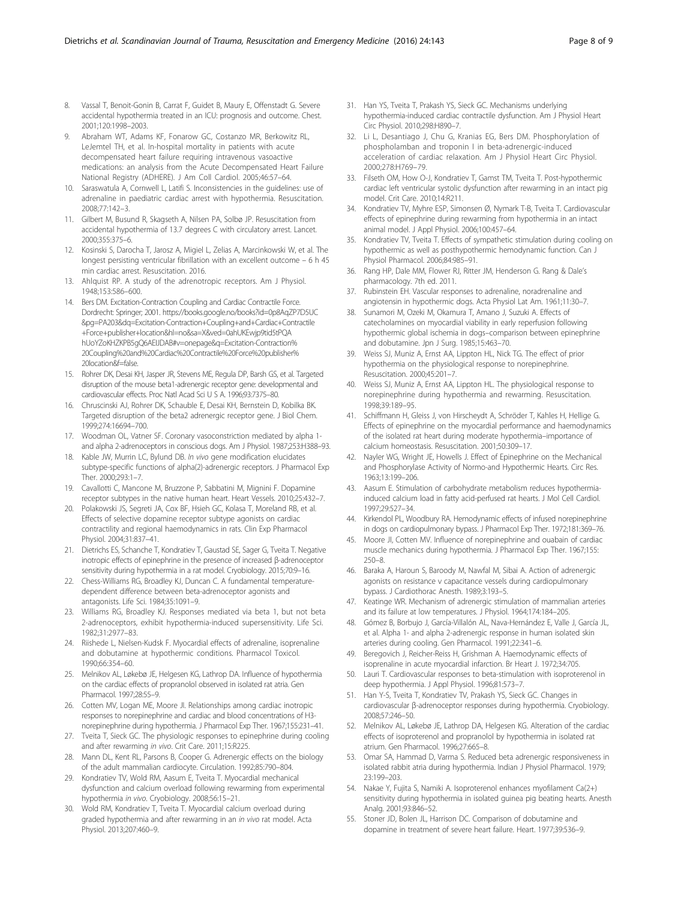8. Vassal T, Benoit-Gonin B, Carrat F, Guidet B, Maury E, Offenstadt G. Severe accidental hypothermia treated in an ICU: prognosis and outcome. Chest. 2001;120:1998–2003.
9. Abraham WT, Adams KF, Fonarow GC, Costanzo MR, Berkowitz RL, LeJemtel TH, et al. In-hospital mortality in patients with acute decompensated heart failure requiring intravenous vasoactive medications: an analysis from the Acute Decompensated Heart Failure National Registry (ADHERE). J Am Coll Cardiol. 2005;46:57–64.
10. Saraswatula A, Cornwell L, Latifi S. Inconsistencies in the guidelines: use of adrenaline in paediatric cardiac arrest with hypothermia. Resuscitation. 2008;77:142–3.
11. Gilbert M, Busund R, Skagseth A, Nilsen PA, Solbø JP. Resuscitation from accidental hypothermia of 13.7 degrees C with circulatory arrest. Lancet. 2000;355:375–6.
12. Kosinski S, Darocha T, Jarosz A, Migiel L, Zelias A, Marcinkowski W, et al. The longest persisting ventricular fibrillation with an excellent outcome – 6 h 45 min cardiac arrest. Resuscitation. 2016.
13. Ahlquist RP. A study of the adrenotropic receptors. Am J Physiol. 1948;153:586–600.
14. Bers DM. Excitation-Contraction Coupling and Cardiac Contractile Force. Dordrecht: Springer; 2001. https://books.google.no/books?id=0p8AqZP7D5UC&pg=PA203&dq=Excitation-Contraction+Coupling+and+Cardiac+Contractile+Force+publisher+location&hl=no&sa=X&ved=0ahUKEwjp9tid5tPQAhUoYZoKHZKPB5gQ6AEIJDAB#v=onepage&q=Excitation-Contraction%20Coupling%20and%20Cardiac%20Contractile%20Force%20publisher%20location&f=false.
15. Rohrer DK, Desai KH, Jasper JR, Stevens ME, Regula DP, Barsh GS, et al. Targeted disruption of the mouse beta1-adrenergic receptor gene: developmental and cardiovascular effects. Proc Natl Acad Sci U S A. 1996;93:7375–80.
16. Chruscinski AJ, Rohrer DK, Schauble E, Desai KH, Bernstein D, Kobilka BK. Targeted disruption of the beta2 adrenergic receptor gene. J Biol Chem. 1999;274:16694–700.
17. Woodman OL, Vatner SF. Coronary vasoconstriction mediated by alpha 1- and alpha 2-adrenoceptors in conscious dogs. Am J Physiol. 1987;253:H388–93.
18. Kable JW, Murrin LC, Bylund DB. *In vivo* gene modification elucidates subtype-specific functions of alpha(2)-adrenergic receptors. J Pharmacol Exp Ther. 2000;293:1–7.
19. Cavallotti C, Mancone M, Bruzzone P, Sabbatini M, Mignini F. Dopamine receptor subtypes in the native human heart. Heart Vessels. 2010;25:432–7.
20. Polakowski JS, Segreti JA, Cox BF, Hsieh GC, Kolasa T, Moreland RB, et al. Effects of selective dopamine receptor subtype agonists on cardiac contractility and regional haemodynamics in rats. Clin Exp Pharmacol Physiol. 2004;31:837–41.
21. Dietrichs ES, Schanche T, Kondratiev T, Gaustad SE, Sager G, Tveita T. Negative inotropic effects of epinephrine in the presence of increased β-adrenoceptor sensitivity during hypothermia in a rat model. Cryobiology. 2015;70:9–16.
22. Chess-Williams RG, Broadley KJ, Duncan C. A fundamental temperature-dependent difference between beta-adrenoceptor agonists and antagonists. Life Sci. 1984;35:1091–9.
23. Williams RG, Broadley KJ. Responses mediated via beta 1, but not beta 2-adrenoceptors, exhibit hypothermia-induced supersensitivity. Life Sci. 1982;31:2977–83.
24. Riishede L, Nielsen-Kudsk F. Myocardial effects of adrenaline, isoprenaline and dobutamine at hypothermic conditions. Pharmacol Toxicol. 1990;66:354–60.
25. Melnikov AL, Løkebø JE, Helgesen KG, Lathrop DA. Influence of hypothermia on the cardiac effects of propranolol observed in isolated rat atria. Gen Pharmacol. 1997;28:55–9.
26. Cotten MV, Logan ME, Moore JI. Relationships among cardiac inotropic responses to norepinephrine and cardiac and blood concentrations of H3-norepinephrine during hypothermia. J Pharmacol Exp Ther. 1967;155:231–41.
27. Tveita T, Sieck GC. The physiologic responses to epinephrine during cooling and after rewarming *in vivo*. Crit Care. 2011;15:R225.
28. Mann DL, Kent RL, Parsons B, Cooper G. Adrenergic effects on the biology of the adult mammalian cardiocyte. Circulation. 1992;85:790–804.
29. Kondratiev TV, Wold RM, Aasum E, Tveita T. Myocardial mechanical dysfunction and calcium overload following rewarming from experimental hypothermia *in vivo*. Cryobiology. 2008;56:15–21.
30. Wold RM, Kondratiev T, Tveita T. Myocardial calcium overload during graded hypothermia and after rewarming in an *in vivo* rat model. Acta Physiol. 2013;207:460–9.
31. Han YS, Tveita T, Prakash YS, Sieck GC. Mechanisms underlying hypothermia-induced cardiac contractile dysfunction. Am J Physiol Heart Circ Physiol. 2010;298:H890–7.
32. Li L, Desantiago J, Chu G, Kranias EG, Bers DM. Phosphorylation of phospholamban and troponin I in beta-adrenergic-induced acceleration of cardiac relaxation. Am J Physiol Heart Circ Physiol. 2000;278:H769–79.
33. Filseth OM, How O-J, Kondratiev T, Gamst TM, Tveita T. Post-hypothermic cardiac left ventricular systolic dysfunction after rewarming in an intact pig model. Crit Care. 2010;14:R211.
34. Kondratiev TV, Myhre ESP, Simonsen Ø, Nymark T-B, Tveita T. Cardiovascular effects of epinephrine during rewarming from hypothermia in an intact animal model. J Appl Physiol. 2006;100:457–64.
35. Kondratiev TV, Tveita T. Effects of sympathetic stimulation during cooling on hypothermic as well as posthypothermic hemodynamic function. Can J Physiol Pharmacol. 2006;84:985–91.
36. Rang HP, Dale MM, Flower RJ, Ritter JM, Henderson G. Rang & Dale's pharmacology. 7th ed. 2011.
37. Rubinstein EH. Vascular responses to adrenaline, noradrenaline and angiotensin in hypothermic dogs. Acta Physiol Lat Am. 1961;11:30–7.
38. Sunamori M, Ozeki M, Okamura T, Amano J, Suzuki A. Effects of catecholamines on myocardial viability in early reperfusion following hypothermic global ischemia in dogs–comparison between epinephrine and dobutamine. Jpn J Surg. 1985;15:463–70.
39. Weiss SJ, Muniz A, Ernst AA, Lippton HL, Nick TG. The effect of prior hypothermia on the physiological response to norepinephrine. Resuscitation. 2000;45:201–7.
40. Weiss SJ, Muniz A, Ernst AA, Lippton HL. The physiological response to norepinephrine during hypothermia and rewarming. Resuscitation. 1998;39:189–95.
41. Schiffmann H, Gleiss J, von Hirscheydt A, Schröder T, Kahles H, Hellige G. Effects of epinephrine on the myocardial performance and haemodynamics of the isolated rat heart during moderate hypothermia–importance of calcium homeostasis. Resuscitation. 2001;50:309–17.
42. Nayler WG, Wright JE, Howells J. Effect of Epinephrine on the Mechanical and Phosphorylase Activity of Normo-and Hypothermic Hearts. Circ Res. 1963;13:199–206.
43. Aasum E. Stimulation of carbohydrate metabolism reduces hypothermia-induced calcium load in fatty acid-perfused rat hearts. J Mol Cell Cardiol. 1997;29:527–34.
44. Kirkendol PL, Woodbury RA. Hemodynamic effects of infused norepinephrine in dogs on cardiopulmonary bypass. J Pharmacol Exp Ther. 1972;181:369–76.
45. Moore JI, Cotten MV. Influence of norepinephrine and ouabain of cardiac muscle mechanics during hypothermia. J Pharmacol Exp Ther. 1967;155:250–8.
46. Baraka A, Haroun S, Baroody M, Nawfal M, Sibai A. Action of adrenergic agonists on resistance v capacitance vessels during cardiopulmonary bypass. J Cardiothorac Anesth. 1989;3:193–5.
47. Keatinge WR. Mechanism of adrenergic stimulation of mammalian arteries and its failure at low temperatures. J Physiol. 1964;174:184–205.
48. Gómez B, Borbujo J, García-Villalón AL, Nava-Hernández E, Valle J, García JL, et al. Alpha 1- and alpha 2-adrenergic response in human isolated skin arteries during cooling. Gen Pharmacol. 1991;22:341–6.
49. Beregovich J, Reicher-Reiss H, Grishman A. Haemodynamic effects of isoprenaline in acute myocardial infarction. Br Heart J. 1972;34:705.
50. Lauri T. Cardiovascular responses to beta-stimulation with isoproterenol in deep hypothermia. J Appl Physiol. 1996;81:573–7.
51. Han Y-S, Tveita T, Kondratiev TV, Prakash YS, Sieck GC. Changes in cardiovascular β-adrenoceptor responses during hypothermia. Cryobiology. 2008;57:246–50.
52. Melnikov AL, Løkebø JE, Lathrop DA, Helgesen KG. Alteration of the cardiac effects of isoproterenol and propranolol by hypothermia in isolated rat atrium. Gen Pharmacol. 1996;27:665–8.
53. Omar SA, Hammad D, Varma S. Reduced beta adrenergic responsiveness in isolated rabbit atria during hypothermia. Indian J Physiol Pharmacol. 1979;23:199–203.
54. Nakae Y, Fujita S, Namiki A. Isoproterenol enhances myofilament Ca(2+) sensitivity during hypothermia in isolated guinea pig beating hearts. Anesth Analg. 2001;93:846–52.
55. Stoner JD, Bolen JL, Harrison DC. Comparison of dobutamine and dopamine in treatment of severe heart failure. Heart. 1977;39:536–9.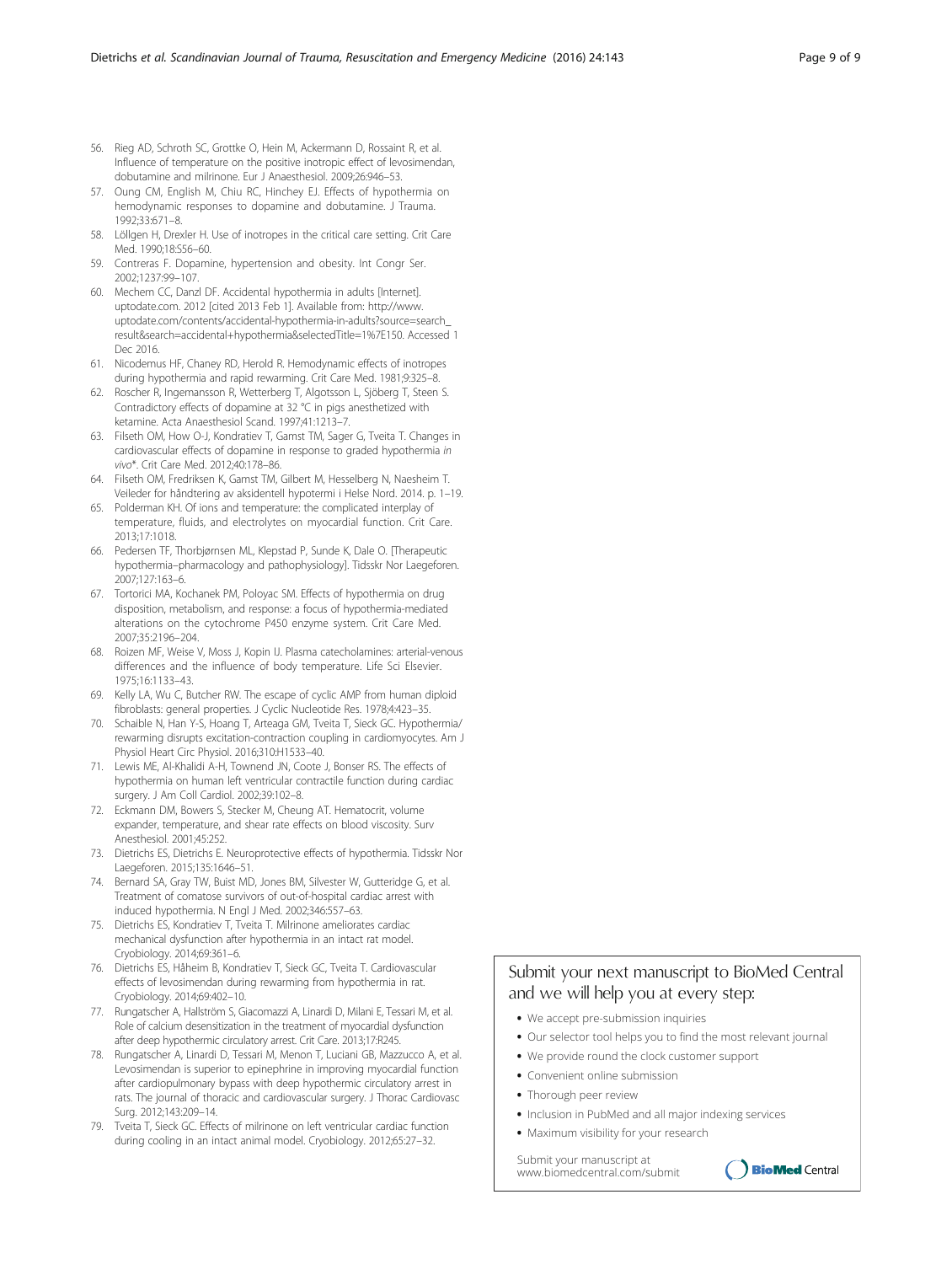56. Rieg AD, Schroth SC, Grottke O, Hein M, Ackermann D, Rossaint R, et al. Influence of temperature on the positive inotropic effect of levosimendan, dobutamine and milrinone. Eur J Anaesthesiol. 2009;26:946–53.
57. Oung CM, English M, Chiu RC, Hinchey EJ. Effects of hypothermia on hemodynamic responses to dopamine and dobutamine. J Trauma. 1992;33:671–8.
58. Löllgen H, Drexler H. Use of inotropes in the critical care setting. Crit Care Med. 1990;18:S56–60.
59. Contreras F. Dopamine, hypertension and obesity. Int Congr Ser. 2002;1237:99–107.
60. Mechem CC, Danzl DF. Accidental hypothermia in adults [Internet]. uptodate.com. 2012 [cited 2013 Feb 1]. Available from: http://www.uptodate.com/contents/accidental-hypothermia-in-adults?source=search_result&search=accidental+hypothermia&selectedTitle=1%7E150. Accessed 1 Dec 2016.
61. Nicodemus HF, Chaney RD, Herold R. Hemodynamic effects of inotropes during hypothermia and rapid rewarming. Crit Care Med. 1981;9:325–8.
62. Roscher R, Ingemansson R, Wetterberg T, Algotsson L, Sjöberg T, Steen S. Contradictory effects of dopamine at 32 °C in pigs anesthetized with ketamine. Acta Anaesthesiol Scand. 1997;41:1213–7.
63. Filseth OM, How O-J, Kondratiev T, Gamst TM, Sager G, Tveita T. Changes in cardiovascular effects of dopamine in response to graded hypothermia *in vivo*\*. Crit Care Med. 2012;40:178–86.
64. Filseth OM, Fredriksen K, Gamst TM, Gilbert M, Hesselberg N, Naesheim T. Veileder for håndtering av aksidentell hypotermi i Helse Nord. 2014. p. 1–19.
65. Polderman KH. Of ions and temperature: the complicated interplay of temperature, fluids, and electrolytes on myocardial function. Crit Care. 2013;17:1018.
66. Pedersen TF, Thorbjørnsen ML, Klepstad P, Sunde K, Dale O. [Therapeutic hypothermia–pharmacology and pathophysiology]. Tidsskr Nor Laegeforen. 2007;127:163–6.
67. Tortorici MA, Kochanek PM, Poloyac SM. Effects of hypothermia on drug disposition, metabolism, and response: a focus of hypothermia-mediated alterations on the cytochrome P450 enzyme system. Crit Care Med. 2007;35:2196–204.
68. Roizen MF, Weise V, Moss J, Kopin IJ. Plasma catecholamines: arterial-venous differences and the influence of body temperature. Life Sci Elsevier. 1975;16:1133–43.
69. Kelly LA, Wu C, Butcher RW. The escape of cyclic AMP from human diploid fibroblasts: general properties. J Cyclic Nucleotide Res. 1978;4:423–35.
70. Schaible N, Han Y-S, Hoang T, Arteaga GM, Tveita T, Sieck GC. Hypothermia/rewarming disrupts excitation-contraction coupling in cardiomyocytes. Am J Physiol Heart Circ Physiol. 2016;310:H1533–40.
71. Lewis ME, Al-Khalidi A-H, Townend JN, Coote J, Bonser RS. The effects of hypothermia on human left ventricular contractile function during cardiac surgery. J Am Coll Cardiol. 2002;39:102–8.
72. Eckmann DM, Bowers S, Stecker M, Cheung AT. Hematocrit, volume expander, temperature, and shear rate effects on blood viscosity. Surv Anesthesiol. 2001;45:252.
73. Dietrichs ES, Dietrichs E. Neuroprotective effects of hypothermia. Tidsskr Nor Laegeforen. 2015;135:1646–51.
74. Bernard SA, Gray TW, Buist MD, Jones BM, Silvester W, Gutteridge G, et al. Treatment of comatose survivors of out-of-hospital cardiac arrest with induced hypothermia. N Engl J Med. 2002;346:557–63.
75. Dietrichs ES, Kondratiev T, Tveita T. Milrinone ameliorates cardiac mechanical dysfunction after hypothermia in an intact rat model. Cryobiology. 2014;69:361–6.
76. Dietrichs ES, Håheim B, Kondratiev T, Sieck GC, Tveita T. Cardiovascular effects of levosimendan during rewarming from hypothermia in rat. Cryobiology. 2014;69:402–10.
77. Rungatscher A, Hallström S, Giacomazzi A, Linardi D, Milani E, Tessari M, et al. Role of calcium desensitization in the treatment of myocardial dysfunction after deep hypothermic circulatory arrest. Crit Care. 2013;17:R245.
78. Rungatscher A, Linardi D, Tessari M, Menon T, Luciani GB, Mazzucco A, et al. Levosimendan is superior to epinephrine in improving myocardial function after cardiopulmonary bypass with deep hypothermic circulatory arrest in rats. The journal of thoracic and cardiovascular surgery. J Thorac Cardiovasc Surg. 2012;143:209–14.
79. Tveita T, Sieck GC. Effects of milrinone on left ventricular cardiac function during cooling in an intact animal model. Cryobiology. 2012;65:27–32.

Submit your next manuscript to BioMed Central and we will help you at every step:

- We accept pre-submission inquiries
- Our selector tool helps you to find the most relevant journal
- We provide round the clock customer support
- Convenient online submission
- Thorough peer review
- Inclusion in PubMed and all major indexing services
- Maximum visibility for your research

Submit your manuscript at
www.biomedcentral.com/submit

BioMed Central